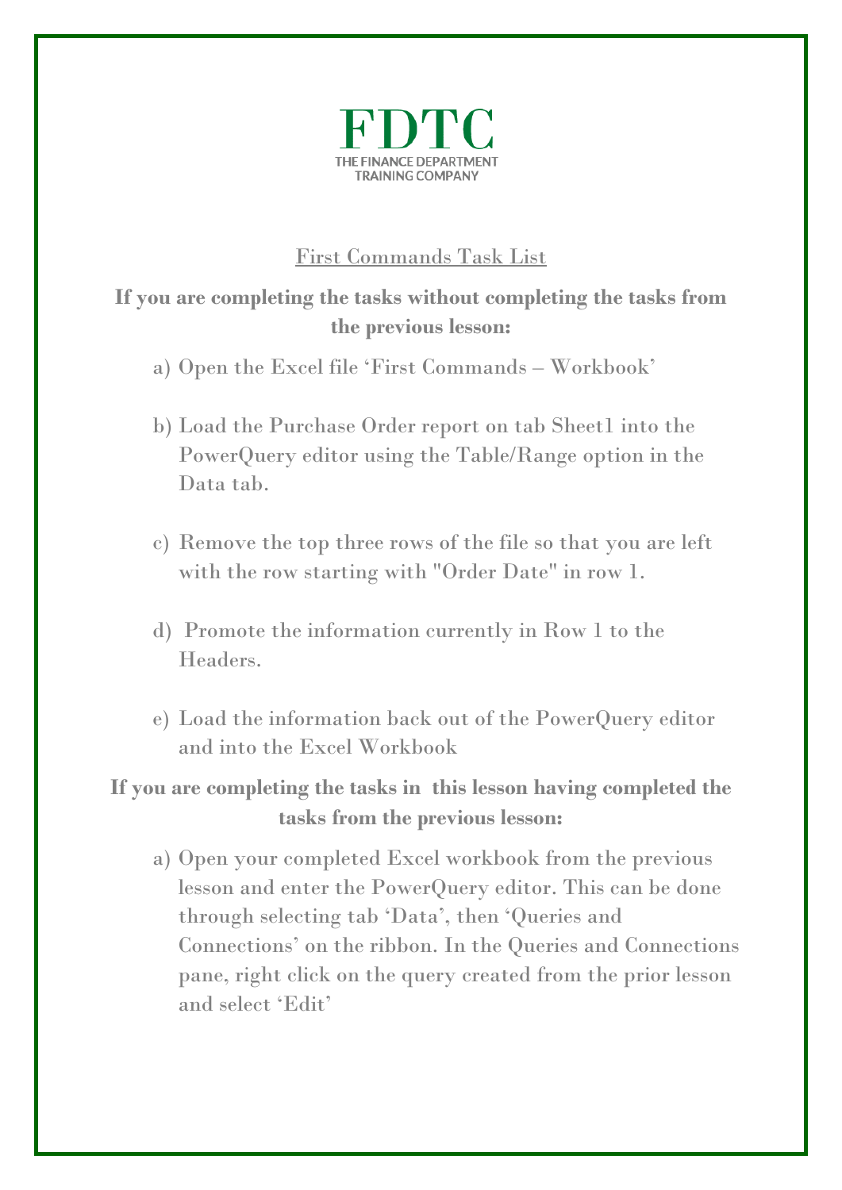**FDTC**

THE FINANCE DEPARTMENT TRAINING COMPANY

## First Commands Task List

**If you are completing the tasks without completing the tasks from the previous lesson:**

a) Open the Excel file 'First Commands – Workbook'

b) Load the Purchase Order report on tab Sheet1 into the PowerQuery editor using the Table/Range option in the Data tab.

c) Remove the top three rows of the file so that you are left with the row starting with "Order Date" in row 1.

d) Promote the information currently in Row 1 to the Headers.

e) Load the information back out of the PowerQuery editor and into the Excel Workbook

**If you are completing the tasks in this lesson having completed the tasks from the previous lesson:**

a) Open your completed Excel workbook from the previous lesson and enter the PowerQuery editor. This can be done through selecting tab 'Data', then 'Queries and Connections' on the ribbon. In the Queries and Connections pane, right click on the query created from the prior lesson and select 'Edit'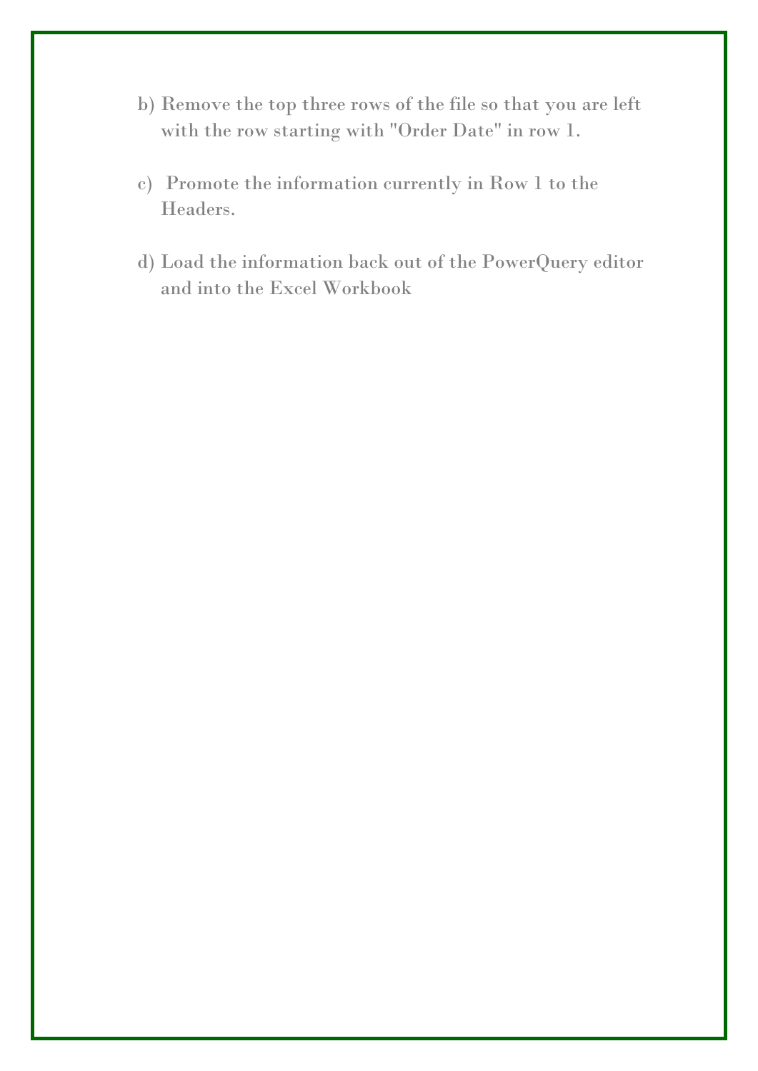b) Remove the top three rows of the file so that you are left with the row starting with "Order Date" in row 1.

c) Promote the information currently in Row 1 to the Headers.

d) Load the information back out of the PowerQuery editor and into the Excel Workbook